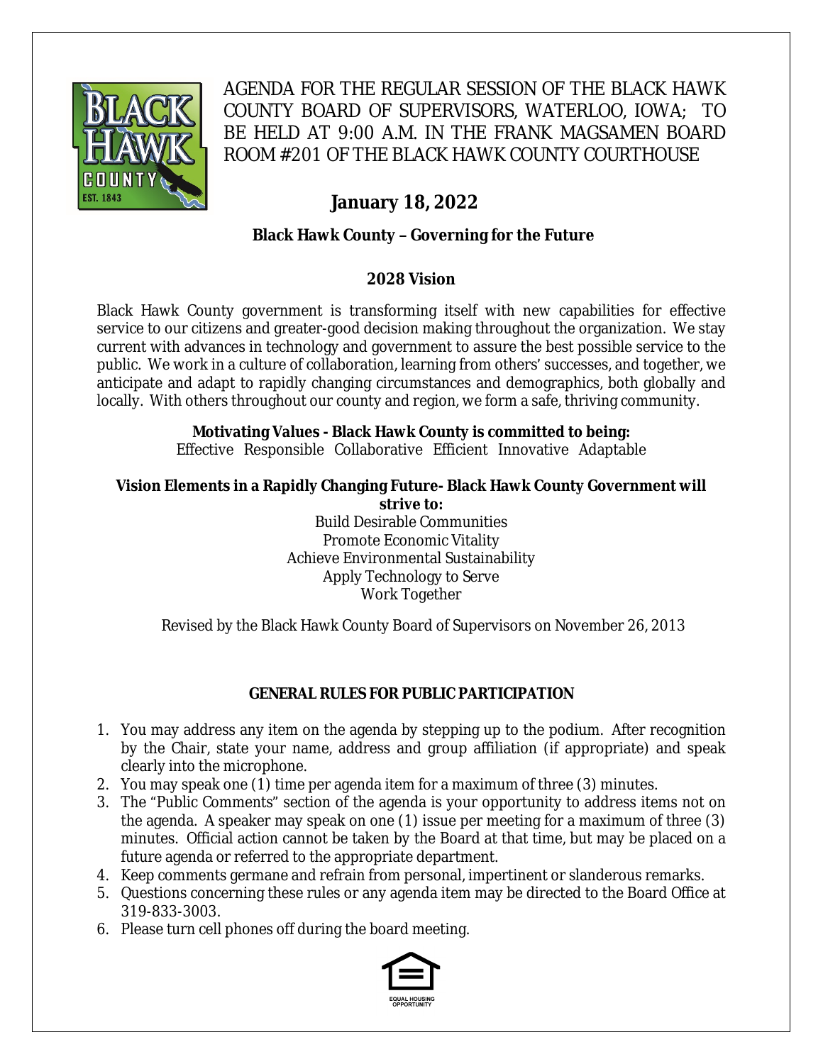# AGENDA FOR THE REGULAR SESSION OF THE BLACK HAWK COUNTY BOARD OF SUPERVISORS, WATERLOO, IOWA; TO BE HELD AT 9:00 A.M. IN THE FRANK MAGSAMEN BOARD ROOM #201 OF THE BLACK HAWK COUNTY COURTHOUSE

## January 18, 2022

**Black Hawk County – Governing for the Future**

### 2028 Vision

Black Hawk County government is transforming itself with new capabilities for effective service to our citizens and greater-good decision making throughout the organization. We stay current with advances in technology and government to assure the best possible service to the public. We work in a culture of collaboration, learning from others' successes, and together, we anticipate and adapt to rapidly changing circumstances and demographics, both globally and locally. With others throughout our county and region, we form a safe, thriving community.

**Motivating Values - Black Hawk County is committed to being:**
Effective Responsible Collaborative Efficient Innovative Adaptable

**Vision Elements in a Rapidly Changing Future- Black Hawk County Government will strive to:**

Build Desirable Communities
Promote Economic Vitality
Achieve Environmental Sustainability
Apply Technology to Serve
Work Together

Revised by the Black Hawk County Board of Supervisors on November 26, 2013

### GENERAL RULES FOR PUBLIC PARTICIPATION

1. You may address any item on the agenda by stepping up to the podium. After recognition by the Chair, state your name, address and group affiliation (if appropriate) and speak clearly into the microphone.
2. You may speak one (1) time per agenda item for a maximum of three (3) minutes.
3. The "Public Comments" section of the agenda is your opportunity to address items not on the agenda. A speaker may speak on one (1) issue per meeting for a maximum of three (3) minutes. Official action cannot be taken by the Board at that time, but may be placed on a future agenda or referred to the appropriate department.
4. Keep comments germane and refrain from personal, impertinent or slanderous remarks.
5. Questions concerning these rules or any agenda item may be directed to the Board Office at 319-833-3003.
6. Please turn cell phones off during the board meeting.

EQUAL HOUSING OPPORTUNITY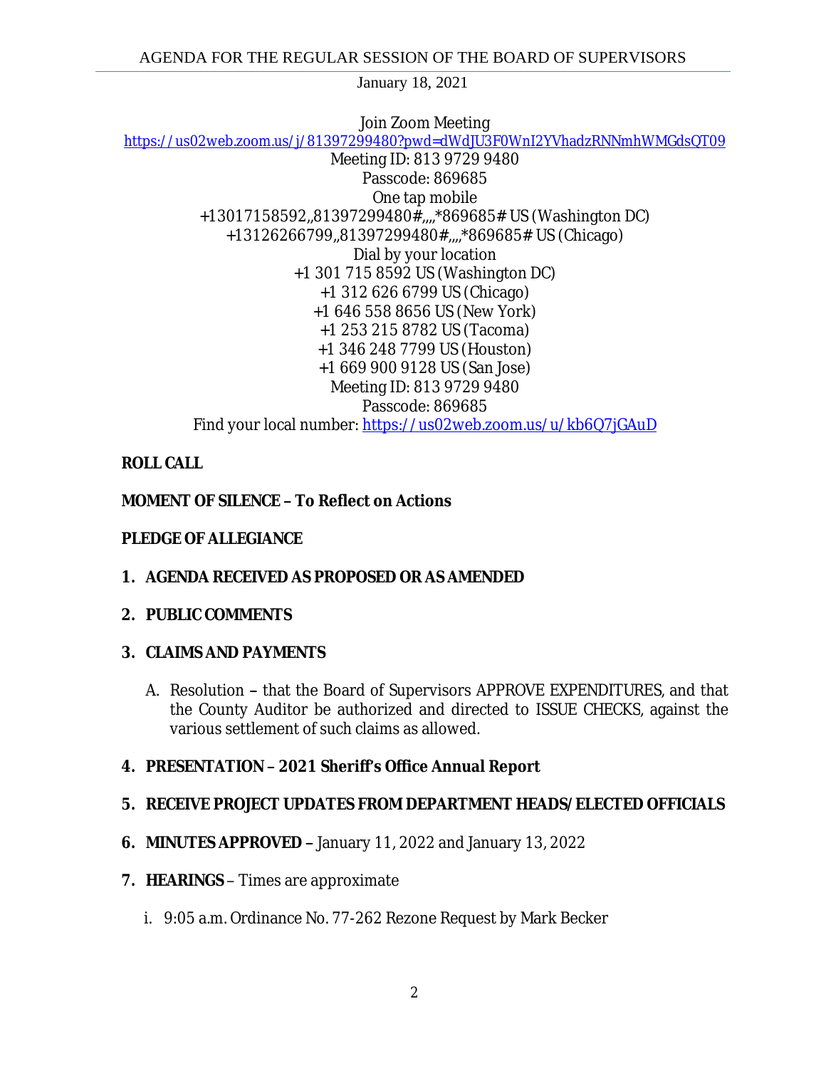AGENDA FOR THE REGULAR SESSION OF THE BOARD OF SUPERVISORS

January 18, 2021

Join Zoom Meeting
https://us02web.zoom.us/j/81397299480?pwd=dWdJU3F0WnI2YVhadzRNNmhWMGdsQT09
Meeting ID: 813 9729 9480
Passcode: 869685
One tap mobile
+13017158592,,81397299480#,,,,*869685# US (Washington DC)
+13126266799,,81397299480#,,,,*869685# US (Chicago)
Dial by your location
+1 301 715 8592 US (Washington DC)
+1 312 626 6799 US (Chicago)
+1 646 558 8656 US (New York)
+1 253 215 8782 US (Tacoma)
+1 346 248 7799 US (Houston)
+1 669 900 9128 US (San Jose)
Meeting ID: 813 9729 9480
Passcode: 869685
Find your local number: https://us02web.zoom.us/u/kb6Q7jGAuD

**ROLL CALL**

**MOMENT OF SILENCE – To Reflect on Actions**

**PLEDGE OF ALLEGIANCE**

1. **AGENDA RECEIVED AS PROPOSED OR AS AMENDED**

2. **PUBLIC COMMENTS**

3. **CLAIMS AND PAYMENTS**

   A. Resolution **–** that the Board of Supervisors APPROVE EXPENDITURES, and that the County Auditor be authorized and directed to ISSUE CHECKS, against the various settlement of such claims as allowed.

4. **PRESENTATION – 2021 Sheriff's Office Annual Report**

5. **RECEIVE PROJECT UPDATES FROM DEPARTMENT HEADS/ELECTED OFFICIALS**

6. **MINUTES APPROVED –** January 11, 2022 and January 13, 2022

7. **HEARINGS** – Times are approximate

   i. 9:05 a.m. Ordinance No. 77-262 Rezone Request by Mark Becker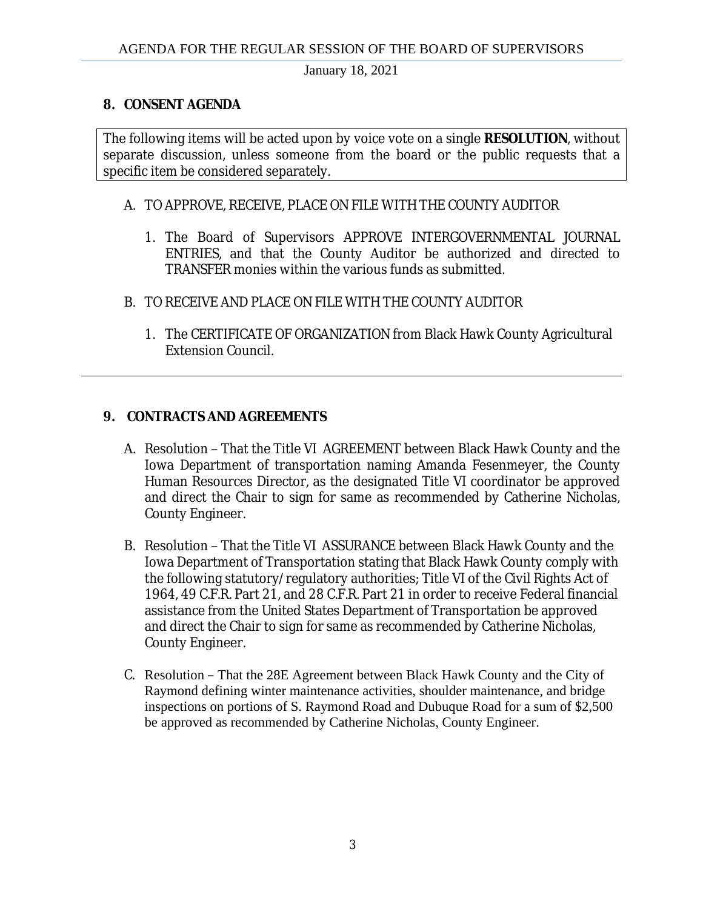## 8. CONSENT AGENDA

The following items will be acted upon by voice vote on a single **RESOLUTION**, without separate discussion, unless someone from the board or the public requests that a specific item be considered separately.

A. TO APPROVE, RECEIVE, PLACE ON FILE WITH THE COUNTY AUDITOR

1. The Board of Supervisors APPROVE INTERGOVERNMENTAL JOURNAL ENTRIES, and that the County Auditor be authorized and directed to TRANSFER monies within the various funds as submitted.

B. TO RECEIVE AND PLACE ON FILE WITH THE COUNTY AUDITOR

1. The CERTIFICATE OF ORGANIZATION from Black Hawk County Agricultural Extension Council.

---

## 9. CONTRACTS AND AGREEMENTS

A. Resolution – That the Title VI AGREEMENT between Black Hawk County and the Iowa Department of transportation naming Amanda Fesenmeyer, the County Human Resources Director, as the designated Title VI coordinator be approved and direct the Chair to sign for same as recommended by Catherine Nicholas, County Engineer.

B. Resolution – That the Title VI ASSURANCE between Black Hawk County and the Iowa Department of Transportation stating that Black Hawk County comply with the following statutory/regulatory authorities; Title VI of the Civil Rights Act of 1964, 49 C.F.R. Part 21, and 28 C.F.R. Part 21 in order to receive Federal financial assistance from the United States Department of Transportation be approved and direct the Chair to sign for same as recommended by Catherine Nicholas, County Engineer.

C. Resolution – That the 28E Agreement between Black Hawk County and the City of Raymond defining winter maintenance activities, shoulder maintenance, and bridge inspections on portions of S. Raymond Road and Dubuque Road for a sum of $2,500 be approved as recommended by Catherine Nicholas, County Engineer.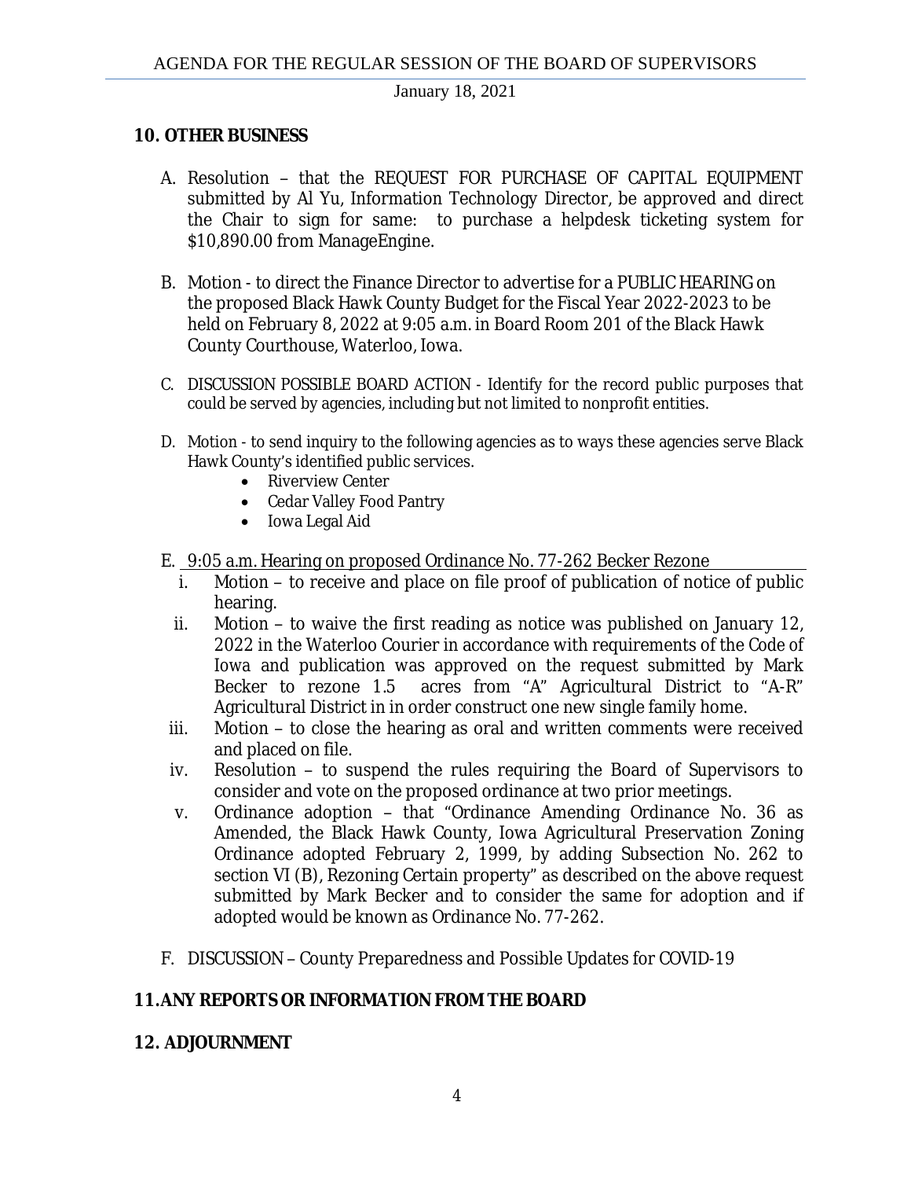## 10. OTHER BUSINESS

A. Resolution – that the REQUEST FOR PURCHASE OF CAPITAL EQUIPMENT submitted by Al Yu, Information Technology Director, be approved and direct the Chair to sign for same: to purchase a helpdesk ticketing system for $10,890.00 from ManageEngine.

B. Motion - to direct the Finance Director to advertise for a PUBLIC HEARING on the proposed Black Hawk County Budget for the Fiscal Year 2022-2023 to be held on February 8, 2022 at 9:05 a.m. in Board Room 201 of the Black Hawk County Courthouse, Waterloo, Iowa.

C. DISCUSSION POSSIBLE BOARD ACTION - Identify for the record public purposes that could be served by agencies, including but not limited to nonprofit entities.

D. Motion - to send inquiry to the following agencies as to ways these agencies serve Black Hawk County's identified public services.
   - Riverview Center
   - Cedar Valley Food Pantry
   - Iowa Legal Aid

E. 9:05 a.m. Hearing on proposed Ordinance No. 77-262 Becker Rezone
   i. Motion – to receive and place on file proof of publication of notice of public hearing.
   ii. Motion – to waive the first reading as notice was published on January 12, 2022 in the Waterloo Courier in accordance with requirements of the Code of Iowa and publication was approved on the request submitted by Mark Becker to rezone 1.5 acres from "A" Agricultural District to "A-R" Agricultural District in in order construct one new single family home.
   iii. Motion – to close the hearing as oral and written comments were received and placed on file.
   iv. Resolution – to suspend the rules requiring the Board of Supervisors to consider and vote on the proposed ordinance at two prior meetings.
   v. Ordinance adoption – that "Ordinance Amending Ordinance No. 36 as Amended, the Black Hawk County, Iowa Agricultural Preservation Zoning Ordinance adopted February 2, 1999, by adding Subsection No. 262 to section VI (B), Rezoning Certain property" as described on the above request submitted by Mark Becker and to consider the same for adoption and if adopted would be known as Ordinance No. 77-262.

F. DISCUSSION – County Preparedness and Possible Updates for COVID-19

## 11. ANY REPORTS OR INFORMATION FROM THE BOARD

## 12. ADJOURNMENT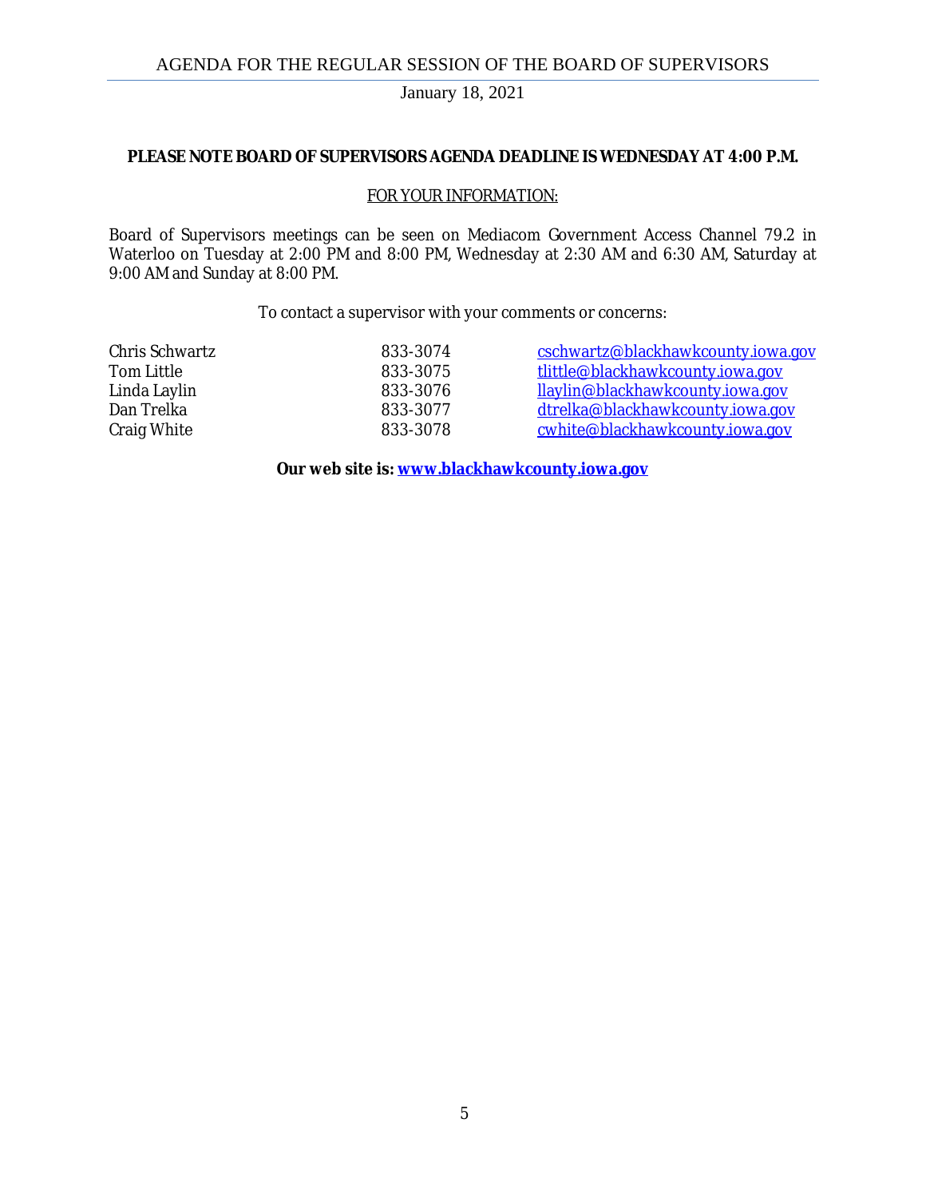# AGENDA FOR THE REGULAR SESSION OF THE BOARD OF SUPERVISORS

January 18, 2021

**PLEASE NOTE BOARD OF SUPERVISORS AGENDA DEADLINE IS WEDNESDAY AT 4:00 P.M.**

FOR YOUR INFORMATION:

Board of Supervisors meetings can be seen on Mediacom Government Access Channel 79.2 in Waterloo on Tuesday at 2:00 PM and 8:00 PM, Wednesday at 2:30 AM and 6:30 AM, Saturday at 9:00 AM and Sunday at 8:00 PM.

To contact a supervisor with your comments or concerns:

| | | |
|---|---|---|
| Chris Schwartz | 833-3074 | cschwartz@blackhawkcounty.iowa.gov |
| Tom Little | 833-3075 | tlittle@blackhawkcounty.iowa.gov |
| Linda Laylin | 833-3076 | llaylin@blackhawkcounty.iowa.gov |
| Dan Trelka | 833-3077 | dtrelka@blackhawkcounty.iowa.gov |
| Craig White | 833-3078 | cwhite@blackhawkcounty.iowa.gov |

**Our web site is: www.blackhawkcounty.iowa.gov**